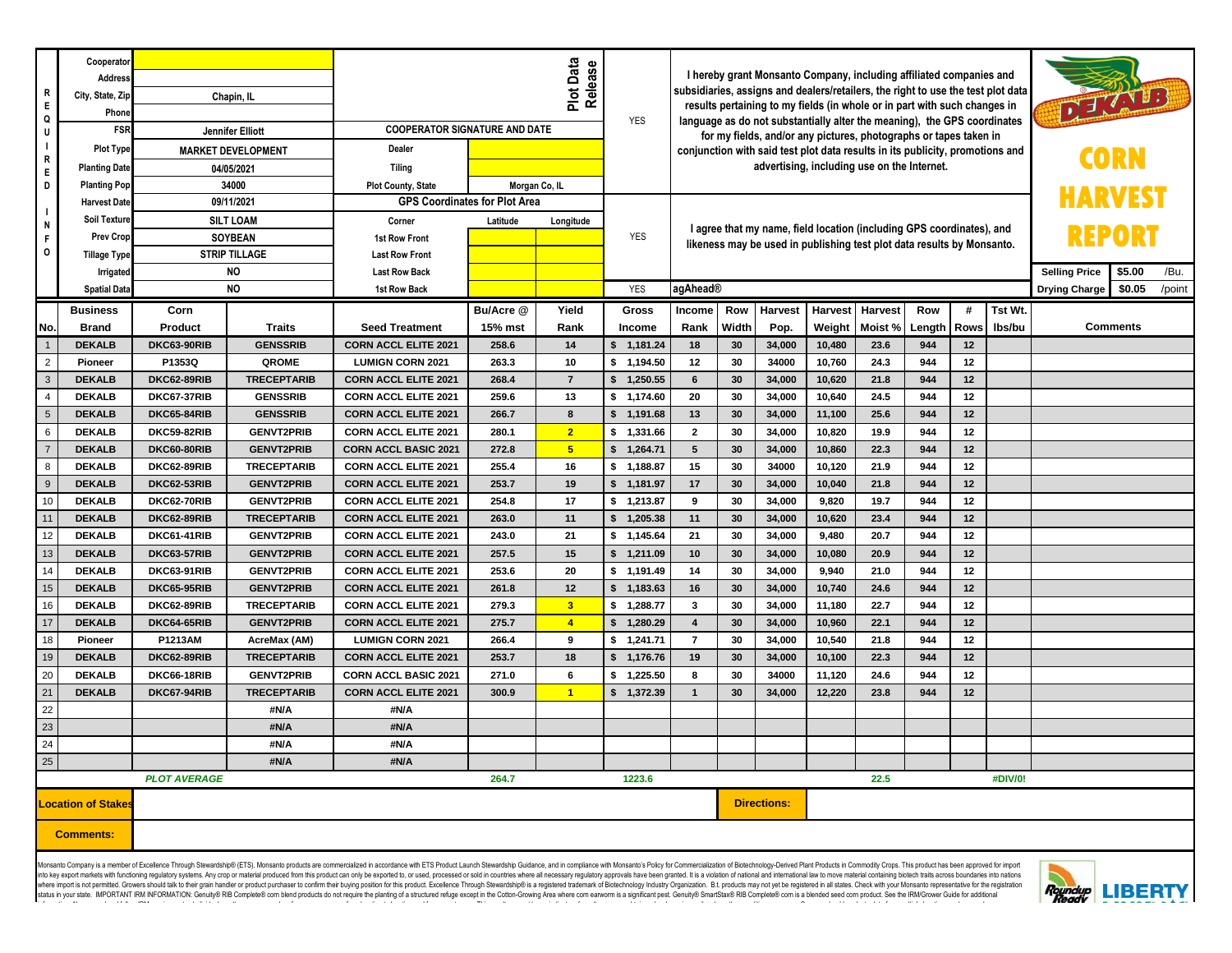# CORN HARVEST REPORT

DEKALB

| REQUIRED INFO | | |
|---|---|---|
| Cooperator | | |
| Address | | |
| City, State, Zip | Chapin, IL | |
| Phone | | |
| FSR | Jennifer Elliott | |
| Plot Type | MARKET DEVELOPMENT | |
| Planting Date | 04/05/2021 | |
| Planting Pop | 34000 | |
| Harvest Date | 09/11/2021 | |
| Soil Texture | SILT LOAM | |
| Prev Crop | SOYBEAN | |
| Tillage Type | STRIP TILLAGE | |
| Irrigated | NO | |
| Spatial Data | NO | |

**Plot Data Release**

COOPERATOR SIGNATURE AND DATE

| | |
|---|---|
| Dealer | |
| Tiling | |
| Plot County, State | Morgan Co, IL |

**GPS Coordinates for Plot Area**

| Corner | Latitude | Longitude |
|---|---|---|
| 1st Row Front | | |
| Last Row Front | | |
| Last Row Back | | |
| 1st Row Back | | |

YES — I hereby grant Monsanto Company, including affiliated companies and subsidiaries, assigns and dealers/retailers, the right to use the test plot data results pertaining to my fields (in whole or in part with such changes in language as do not substantially alter the meaning), the GPS coordinates for my fields, and/or any pictures, photographs or tapes taken in conjunction with said test plot data results in its publicity, promotions and advertising, including use on the Internet.

YES — I agree that my name, field location (including GPS coordinates), and likeness may be used in publishing test plot data results by Monsanto.

YES — agAhead®

| Selling Price | $5.00 | /Bu. |
|---|---|---|
| Drying Charge | $0.05 | /point |

| No. | Business Brand | Corn Product | Traits | Seed Treatment | Bu/Acre @ 15% mst | Yield Rank | Gross Income | Income Rank | Row Width | Harvest Pop. | Harvest Weight | Harvest Moist % | Row Length | # Rows | Tst Wt. lbs/bu | Comments |
|---|---|---|---|---|---|---|---|---|---|---|---|---|---|---|---|---|
| 1 | DEKALB | DKC63-90RIB | GENSSRIB | CORN ACCL ELITE 2021 | 258.6 | 14 | $ 1,181.24 | 18 | 30 | 34,000 | 10,480 | 23.6 | 944 | 12 | | |
| 2 | Pioneer | P1353Q | QROME | LUMIGN CORN 2021 | 263.3 | 10 | $ 1,194.50 | 12 | 30 | 34000 | 10,760 | 24.3 | 944 | 12 | | |
| 3 | DEKALB | DKC62-89RIB | TRECEPTARIB | CORN ACCL ELITE 2021 | 268.4 | 7 | $ 1,250.55 | 6 | 30 | 34,000 | 10,620 | 21.8 | 944 | 12 | | |
| 4 | DEKALB | DKC67-37RIB | GENSSRIB | CORN ACCL ELITE 2021 | 259.6 | 13 | $ 1,174.60 | 20 | 30 | 34,000 | 10,640 | 24.5 | 944 | 12 | | |
| 5 | DEKALB | DKC65-84RIB | GENSSRIB | CORN ACCL ELITE 2021 | 266.7 | 8 | $ 1,191.68 | 13 | 30 | 34,000 | 11,100 | 25.6 | 944 | 12 | | |
| 6 | DEKALB | DKC59-82RIB | GENVT2PRIB | CORN ACCL ELITE 2021 | 280.1 | 2 | $ 1,331.66 | 2 | 30 | 34,000 | 10,820 | 19.9 | 944 | 12 | | |
| 7 | DEKALB | DKC60-80RIB | GENVT2PRIB | CORN ACCL BASIC 2021 | 272.8 | 5 | $ 1,264.71 | 5 | 30 | 34,000 | 10,860 | 22.3 | 944 | 12 | | |
| 8 | DEKALB | DKC62-89RIB | TRECEPTARIB | CORN ACCL ELITE 2021 | 255.4 | 16 | $ 1,188.87 | 15 | 30 | 34000 | 10,120 | 21.9 | 944 | 12 | | |
| 9 | DEKALB | DKC62-53RIB | GENVT2PRIB | CORN ACCL ELITE 2021 | 253.7 | 19 | $ 1,181.97 | 17 | 30 | 34,000 | 10,040 | 21.8 | 944 | 12 | | |
| 10 | DEKALB | DKC62-70RIB | GENVT2PRIB | CORN ACCL ELITE 2021 | 254.8 | 17 | $ 1,213.87 | 9 | 30 | 34,000 | 9,820 | 19.7 | 944 | 12 | | |
| 11 | DEKALB | DKC62-89RIB | TRECEPTARIB | CORN ACCL ELITE 2021 | 263.0 | 11 | $ 1,205.38 | 11 | 30 | 34,000 | 10,620 | 23.4 | 944 | 12 | | |
| 12 | DEKALB | DKC61-41RIB | GENVT2PRIB | CORN ACCL ELITE 2021 | 243.0 | 21 | $ 1,145.64 | 21 | 30 | 34,000 | 9,480 | 20.7 | 944 | 12 | | |
| 13 | DEKALB | DKC63-57RIB | GENVT2PRIB | CORN ACCL ELITE 2021 | 257.5 | 15 | $ 1,211.09 | 10 | 30 | 34,000 | 10,080 | 20.9 | 944 | 12 | | |
| 14 | DEKALB | DKC63-91RIB | GENVT2PRIB | CORN ACCL ELITE 2021 | 253.6 | 20 | $ 1,191.49 | 14 | 30 | 34,000 | 9,940 | 21.0 | 944 | 12 | | |
| 15 | DEKALB | DKC65-95RIB | GENVT2PRIB | CORN ACCL ELITE 2021 | 261.8 | 12 | $ 1,183.63 | 16 | 30 | 34,000 | 10,740 | 24.6 | 944 | 12 | | |
| 16 | DEKALB | DKC62-89RIB | TRECEPTARIB | CORN ACCL ELITE 2021 | 279.3 | 3 | $ 1,288.77 | 3 | 30 | 34,000 | 11,180 | 22.7 | 944 | 12 | | |
| 17 | DEKALB | DKC64-65RIB | GENVT2PRIB | CORN ACCL ELITE 2021 | 275.7 | 4 | $ 1,280.29 | 4 | 30 | 34,000 | 10,960 | 22.1 | 944 | 12 | | |
| 18 | Pioneer | P1213AM | AcreMax (AM) | LUMIGN CORN 2021 | 266.4 | 9 | $ 1,241.71 | 7 | 30 | 34,000 | 10,540 | 21.8 | 944 | 12 | | |
| 19 | DEKALB | DKC62-89RIB | TRECEPTARIB | CORN ACCL ELITE 2021 | 253.7 | 18 | $ 1,176.76 | 19 | 30 | 34,000 | 10,100 | 22.3 | 944 | 12 | | |
| 20 | DEKALB | DKC66-18RIB | GENVT2PRIB | CORN ACCL BASIC 2021 | 271.0 | 6 | $ 1,225.50 | 8 | 30 | 34000 | 11,120 | 24.6 | 944 | 12 | | |
| 21 | DEKALB | DKC67-94RIB | TRECEPTARIB | CORN ACCL ELITE 2021 | 300.9 | 1 | $ 1,372.39 | 1 | 30 | 34,000 | 12,220 | 23.8 | 944 | 12 | | |
| 22 | | | #N/A | #N/A | | | | | | | | | | | | |
| 23 | | | #N/A | #N/A | | | | | | | | | | | | |
| 24 | | | #N/A | #N/A | | | | | | | | | | | | |
| 25 | | | #N/A | #N/A | | | | | | | | | | | | |
| | | *PLOT AVERAGE* | | | 264.7 | | 1223.6 | | | | | 22.5 | | | #DIV/0! | |

**Location of Stakes**

**Directions:**

**Comments:**

Monsanto Company is a member of Excellence Through Stewardship® (ETS). Monsanto products are commercialized in accordance with ETS Product Launch Stewardship Guidance, and in compliance with Monsanto's Policy for Commercialization of Biotechnology-Derived Plant Products in Commodity Crops. This product has been approved for import into key export markets with functioning regulatory systems. Any crop or material produced from this product can only be exported to, or used, processed or sold in countries where all necessary regulatory approvals have been granted. It is a violation of national and international law to move material containing biotech traits across boundaries into nations where import is not permitted. Growers should talk to their grain handler or product purchaser to confirm their buying position for this product. Excellence Through Stewardship® is a registered trademark of Biotechnology Industry Organization. B.t. products may not yet be registered in all states. Check with your Monsanto representative for the registration status in your state. IMPORTANT IRM INFORMATION: Genuity® RIB Complete® corn blend products do not require the planting of a structured refuge except in the Cotton-Growing Area where corn earworm is a significant pest. Genuity® SmartStax® RIB Complete® corn is a blended seed corn product. See the IRM/Grower Guide for additional

Roundup Ready LIBERTY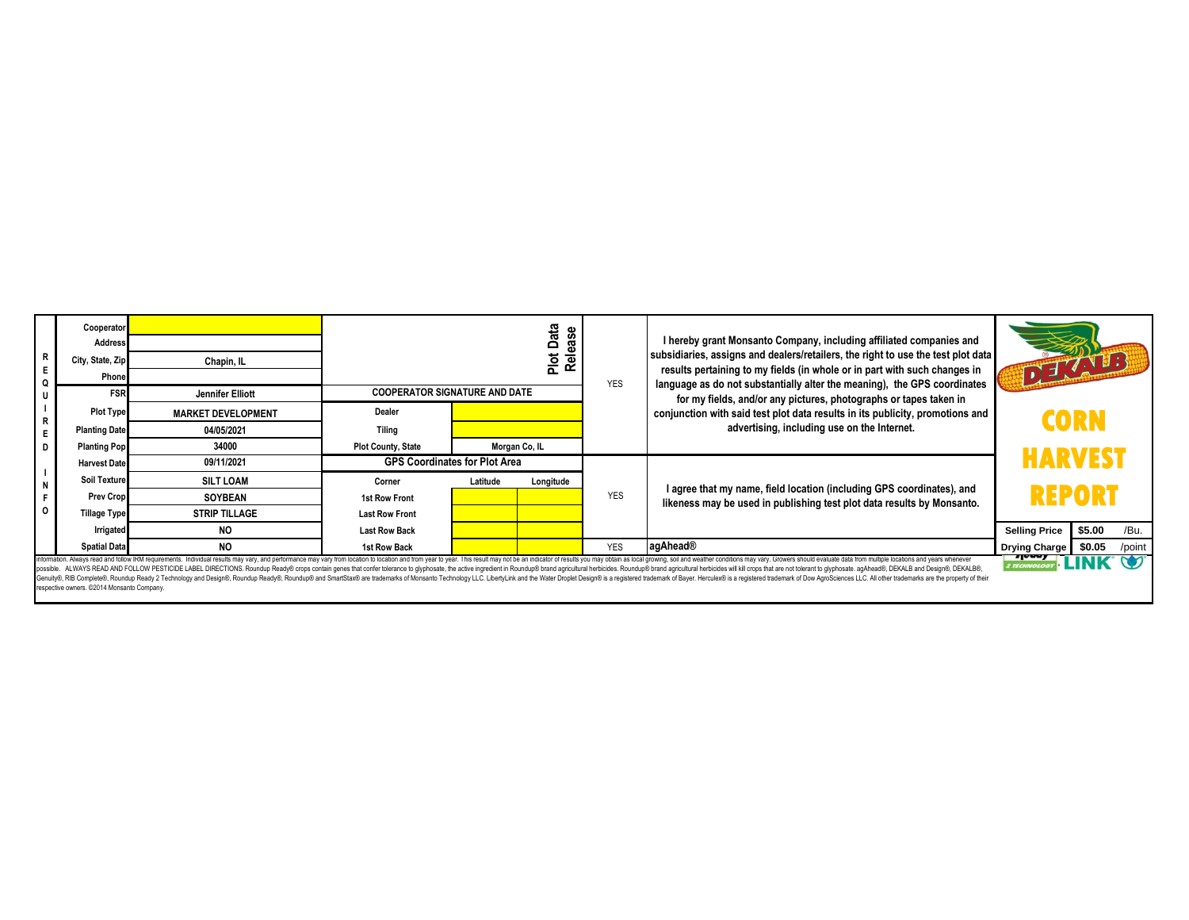| | | | | | | | | | |
|---|---|---|---|---|---|---|---|---|---|
| REQUIRED | Cooperator | | Plot Data Release | | | YES | I hereby grant Monsanto Company, including affiliated companies and subsidiaries, assigns and dealers/retailers, the right to use the test plot data results pertaining to my fields (in whole or in part with such changes in language as do not substantially alter the meaning), the GPS coordinates for my fields, and/or any pictures, photographs or tapes taken in conjunction with said test plot data results in its publicity, promotions and advertising, including use on the Internet. | DEKALB CORN HARVEST REPORT | |
| | Address | | | | | | | | |
| | City, State, Zip | Chapin, IL | | | | | | | |
| | Phone | | | | | | | | |
| | FSR | Jennifer Elliott | COOPERATOR SIGNATURE AND DATE | | | | | | |
| | Plot Type | MARKET DEVELOPMENT | Dealer | | | | | | |
| | Planting Date | 04/05/2021 | Tiling | | | | | | |
| | Planting Pop | 34000 | Plot County, State | Morgan Co, IL | | | | | |
| INFO | Harvest Date | 09/11/2021 | GPS Coordinates for Plot Area | | | YES | I agree that my name, field location (including GPS coordinates), and likeness may be used in publishing test plot data results by Monsanto. | | |
| | Soil Texture | SILT LOAM | Corner | Latitude | Longitude | | | | |
| | Prev Crop | SOYBEAN | 1st Row Front | | | | | | |
| | Tillage Type | STRIP TILLAGE | Last Row Front | | | | | | |
| | Irrigated | NO | Last Row Back | | | | | Selling Price | $5.00 /Bu. |
| | Spatial Data | NO | 1st Row Back | | | YES | agAhead® | Drying Charge | $0.05 /point |

Information. Always read and follow IRM requirements. Individual results may vary, and performance may vary from location to location and from year to year. This result may not be an indicator of results you may obtain as local growing, soil and weather conditions may vary. Growers should evaluate data from multiple locations and years whenever possible. ALWAYS READ AND FOLLOW PESTICIDE LABEL DIRECTIONS. Roundup Ready® crops contain genes that confer tolerance to glyphosate, the active ingredient in Roundup® brand agricultural herbicides. Roundup® brand agricultural herbicides will kill crops that are not tolerant to glyphosate. agAhead®, DEKALB and Design®, DEKALB®, Genuity®, RIB Complete®, Roundup Ready 2 Technology and Design®, Roundup Ready®, Roundup® and SmartStax® are trademarks of Monsanto Technology LLC. LibertyLink and the Water Droplet Design® is a registered trademark of Bayer. Herculex® is a registered trademark of Dow AgroSciences LLC. All other trademarks are the property of their respective owners. ©2014 Monsanto Company.

Ready 2 TECHNOLOGY · LINK